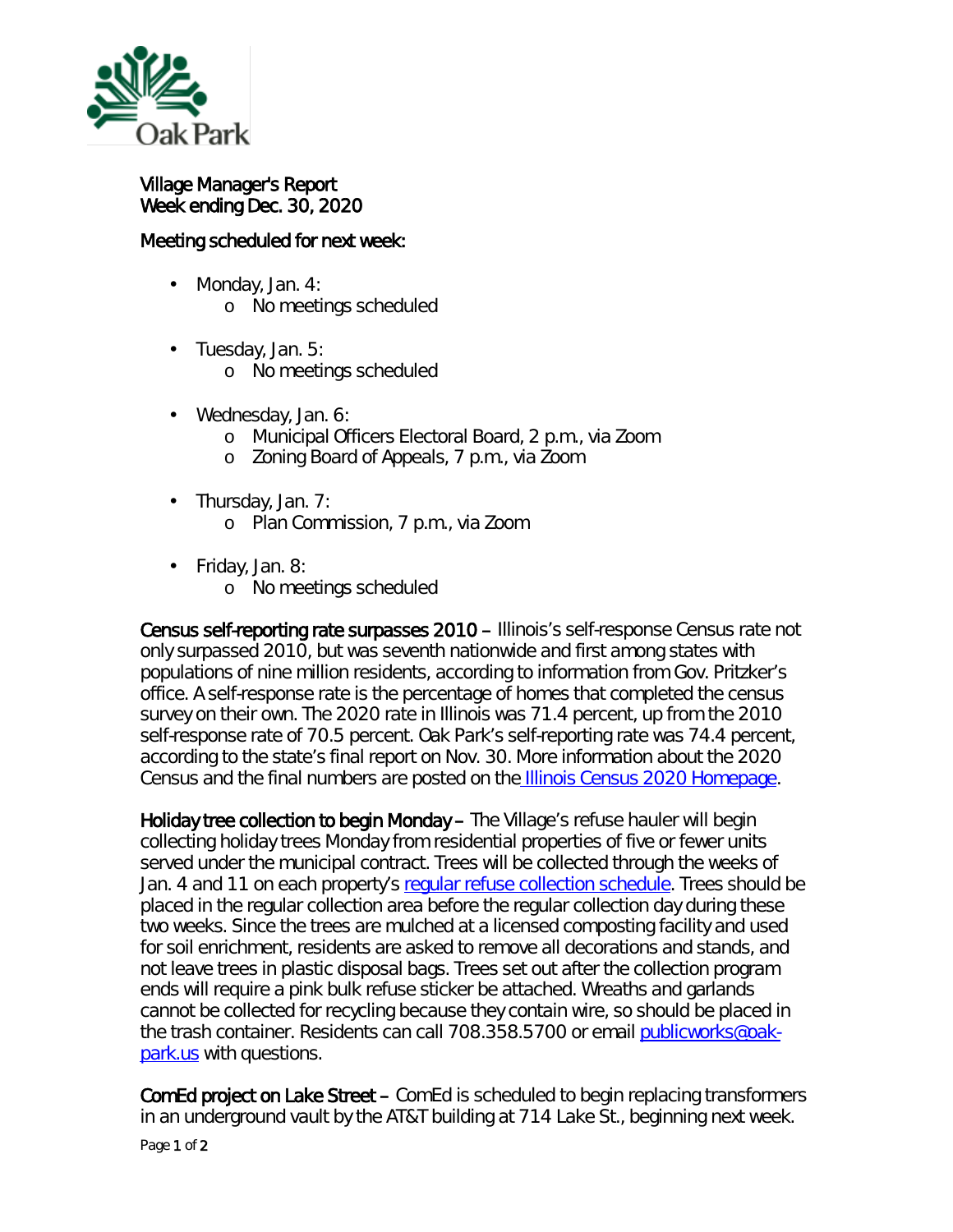Village Manager's Report
Week ending Dec. 30, 2020

Meeting scheduled for next week:

- Monday, Jan. 4:
  - No meetings scheduled
- Tuesday, Jan. 5:
  - No meetings scheduled
- Wednesday, Jan. 6:
  - Municipal Officers Electoral Board, 2 p.m., via Zoom
  - Zoning Board of Appeals, 7 p.m., via Zoom
- Thursday, Jan. 7:
  - Plan Commission, 7 p.m., via Zoom
- Friday, Jan. 8:
  - No meetings scheduled

**Census self-reporting rate surpasses 2010 –** Illinois's self-response Census rate not only surpassed 2010, but was seventh nationwide and first among states with populations of nine million residents, according to information from Gov. Pritzker's office. A self-response rate is the percentage of homes that completed the census survey on their own. The 2020 rate in Illinois was 71.4 percent, up from the 2010 self-response rate of 70.5 percent. Oak Park's self-reporting rate was 74.4 percent, according to the state's final report on Nov. 30. More information about the 2020 Census and the final numbers are posted on the [Illinois Census 2020 Homepage](#).

**Holiday tree collection to begin Monday –** The Village's refuse hauler will begin collecting holiday trees Monday from residential properties of five or fewer units served under the municipal contract. Trees will be collected through the weeks of Jan. 4 and 11 on each property's [regular refuse collection schedule](#). Trees should be placed in the regular collection area before the regular collection day during these two weeks. Since the trees are mulched at a licensed composting facility and used for soil enrichment, residents are asked to remove all decorations and stands, and not leave trees in plastic disposal bags. Trees set out after the collection program ends will require a pink bulk refuse sticker be attached. Wreaths and garlands cannot be collected for recycling because they contain wire, so should be placed in the trash container. Residents can call 708.358.5700 or email [publicworks@oak-park.us](mailto:publicworks@oak-park.us) with questions.

**ComEd project on Lake Street –** ComEd is scheduled to begin replacing transformers in an underground vault by the AT&T building at 714 Lake St., beginning next week.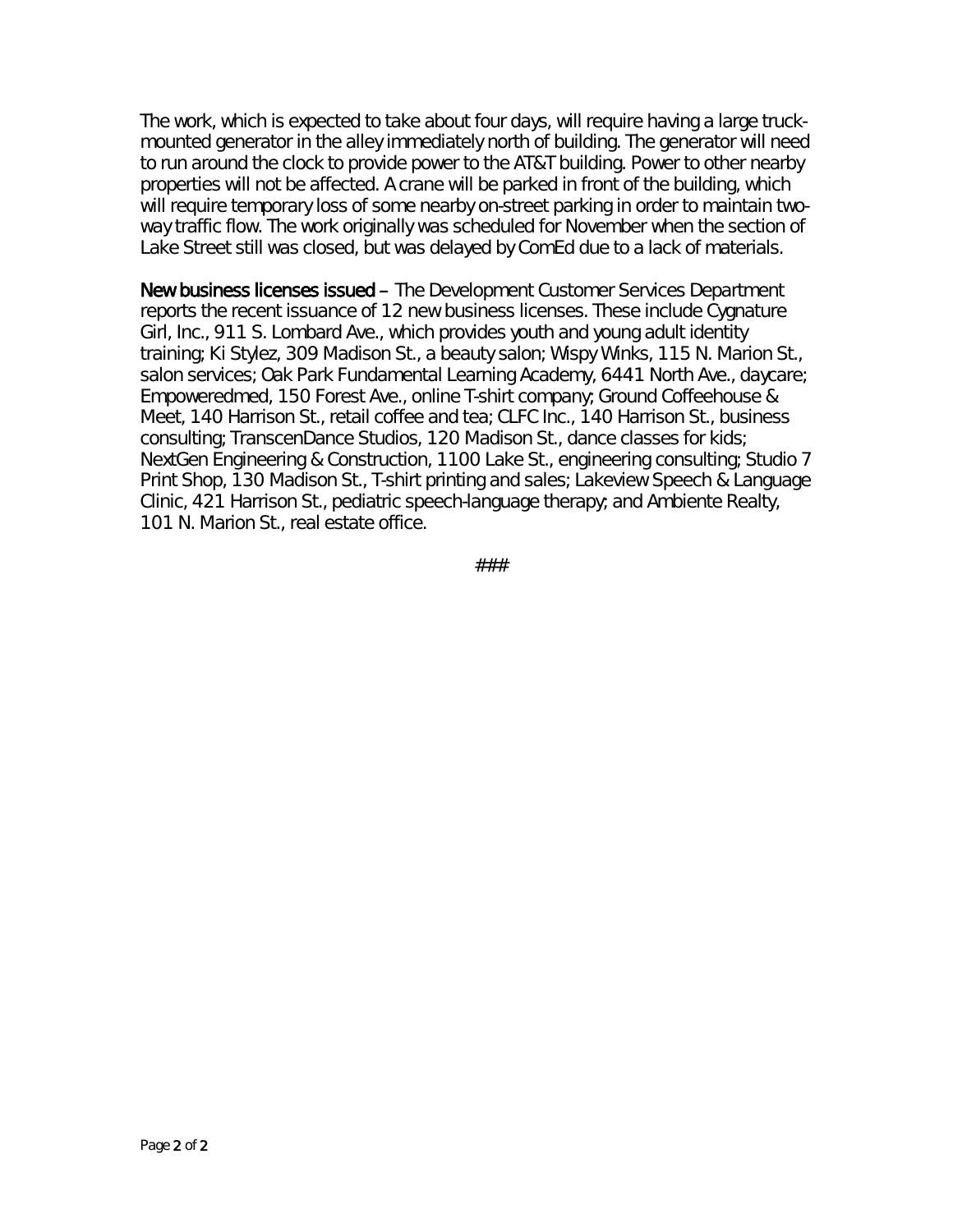The work, which is expected to take about four days, will require having a large truck-mounted generator in the alley immediately north of building. The generator will need to run around the clock to provide power to the AT&T building. Power to other nearby properties will not be affected. A crane will be parked in front of the building, which will require temporary loss of some nearby on-street parking in order to maintain two-way traffic flow. The work originally was scheduled for November when the section of Lake Street still was closed, but was delayed by ComEd due to a lack of materials.

**New business licenses issued** – The Development Customer Services Department reports the recent issuance of 12 new business licenses. These include Cygnature Girl, Inc., 911 S. Lombard Ave., which provides youth and young adult identity training; Ki Stylez, 309 Madison St., a beauty salon; Wispy Winks, 115 N. Marion St., salon services; Oak Park Fundamental Learning Academy, 6441 North Ave., daycare; Empoweredmed, 150 Forest Ave., online T-shirt company; Ground Coffeehouse & Meet, 140 Harrison St., retail coffee and tea; CLFC Inc., 140 Harrison St., business consulting; TranscenDance Studios, 120 Madison St., dance classes for kids; NextGen Engineering & Construction, 1100 Lake St., engineering consulting; Studio 7 Print Shop, 130 Madison St., T-shirt printing and sales; Lakeview Speech & Language Clinic, 421 Harrison St., pediatric speech-language therapy; and Ambiente Realty, 101 N. Marion St., real estate office.

###